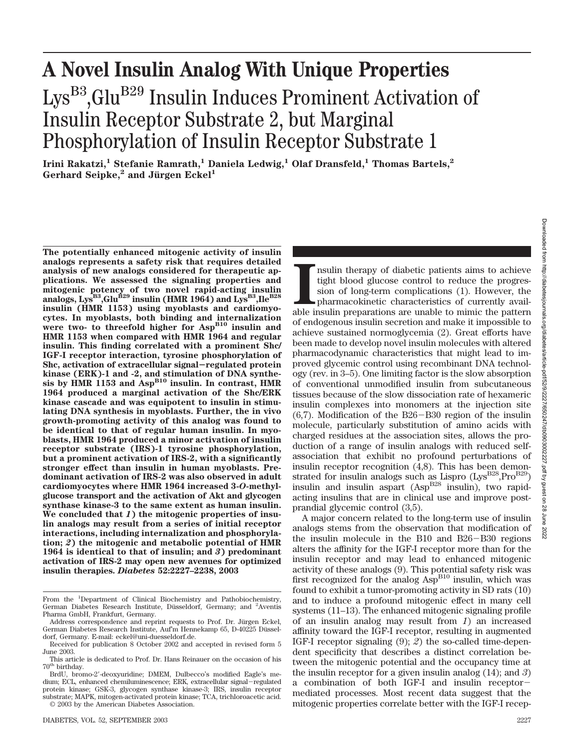# A Novel Insulin Analog With Unique Properties

## $Lys^{B3}$,$Glu^{B29}$ Insulin Induces Prominent Activation of Insulin Receptor Substrate 2, but Marginal Phosphorylation of Insulin Receptor Substrate 1

**Irini Rakatzi,[1] Stefanie Ramrath,[1] Daniela Ledwig,[1] Olaf Dransfeld,[1] Thomas Bartels,[2] Gerhard Seipke,[2] and Jürgen Eckel[1]**

**The potentially enhanced mitogenic activity of insulin analogs represents a safety risk that requires detailed analysis of new analogs considered for therapeutic applications. We assessed the signaling properties and mitogenic potency of two novel rapid-acting insulin analogs, $Lys^{B3}$,$Glu^{B29}$ insulin (HMR 1964) and $Lys^{B3}$,$Ile^{B28}$ insulin (HMR 1153) using myoblasts and cardiomyocytes. In myoblasts, both binding and internalization were two- to threefold higher for $Asp^{B10}$ insulin and HMR 1153 when compared with HMR 1964 and regular insulin. This finding correlated with a prominent Shc/IGF-I receptor interaction, tyrosine phosphorylation of Shc, activation of extracellular signal–regulated protein kinase (ERK)-1 and -2, and stimulation of DNA synthesis by HMR 1153 and $Asp^{B10}$ insulin. In contrast, HMR 1964 produced a marginal activation of the Shc/ERK kinase cascade and was equipotent to insulin in stimulating DNA synthesis in myoblasts. Further, the in vivo growth-promoting activity of this analog was found to be identical to that of regular human insulin. In myoblasts, HMR 1964 produced a minor activation of insulin receptor substrate (IRS)-1 tyrosine phosphorylation, but a prominent activation of IRS-2, with a significantly stronger effect than insulin in human myoblasts. Predominant activation of IRS-2 was also observed in adult cardiomyocytes where HMR 1964 increased 3-*O*-methylglucose transport and the activation of Akt and glycogen synthase kinase-3 to the same extent as human insulin. We concluded that *1*) the mitogenic properties of insulin analogs may result from a series of initial receptor interactions, including internalization and phosphorylation; *2*) the mitogenic and metabolic potential of HMR 1964 is identical to that of insulin; and *3*) predominant activation of IRS-2 may open new avenues for optimized insulin therapies. *Diabetes* 52:2227–2238, 2003**

From the [1]Department of Clinical Biochemistry and Pathobiochemistry, German Diabetes Research Institute, Düsseldorf, Germany; and [2]Aventis Pharma GmbH, Frankfurt, Germany.

Address correspondence and reprint requests to Prof. Dr. Jürgen Eckel, German Diabetes Research Institute, Auf'm Hennekamp 65, D-40225 Düsseldorf, Germany. E-mail: eckel@uni-duesseldorf.de.

Received for publication 8 October 2002 and accepted in revised form 5 June 2003.

This article is dedicated to Prof. Dr. Hans Reinauer on the occasion of his 70th birthday.

BrdU, bromo-2′-deoxyuridine; DMEM, Dulbecco's modified Eagle's medium; ECL, enhanced chemiluminescence; ERK, extracellular signal–regulated protein kinase; GSK-3, glycogen synthase kinase-3; IRS, insulin receptor substrate; MAPK, mitogen-activated protein kinase; TCA, trichloroacetic acid.

© 2003 by the American Diabetes Association.

Insulin therapy of diabetic patients aims to achieve tight blood glucose control to reduce the progression of long-term complications (1). However, the pharmacokinetic characteristics of currently available insulin preparations are unable to mimic the pattern of endogenous insulin secretion and make it impossible to achieve sustained normoglycemia (2). Great efforts have been made to develop novel insulin molecules with altered pharmacodynamic characteristics that might lead to improved glycemic control using recombinant DNA technology (rev. in 3–5). One limiting factor is the slow absorption of conventional unmodified insulin from subcutaneous tissues because of the slow dissociation rate of hexameric insulin complexes into monomers at the injection site (6,7). Modification of the B26–B30 region of the insulin molecule, particularly substitution of amino acids with charged residues at the association sites, allows the production of a range of insulin analogs with reduced self-association that exhibit no profound perturbations of insulin receptor recognition (4,8). This has been demonstrated for insulin analogs such as Lispro ($Lys^{B28}$,$Pro^{B29}$) insulin and insulin aspart ($Asp^{B28}$ insulin), two rapid-acting insulins that are in clinical use and improve postprandial glycemic control (3,5).

A major concern related to the long-term use of insulin analogs stems from the observation that modification of the insulin molecule in the B10 and B26–B30 regions alters the affinity for the IGF-I receptor more than for the insulin receptor and may lead to enhanced mitogenic activity of these analogs (9). This potential safety risk was first recognized for the analog $Asp^{B10}$ insulin, which was found to exhibit a tumor-promoting activity in SD rats (10) and to induce a profound mitogenic effect in many cell systems (11–13). The enhanced mitogenic signaling profile of an insulin analog may result from *1*) an increased affinity toward the IGF-I receptor, resulting in augmented IGF-I receptor signaling (9); *2*) the so-called time-dependent specificity that describes a distinct correlation between the mitogenic potential and the occupancy time at the insulin receptor for a given insulin analog (14); and *3*) a combination of both IGF-I and insulin receptor–mediated processes. Most recent data suggest that the mitogenic properties correlate better with the IGF-I recep-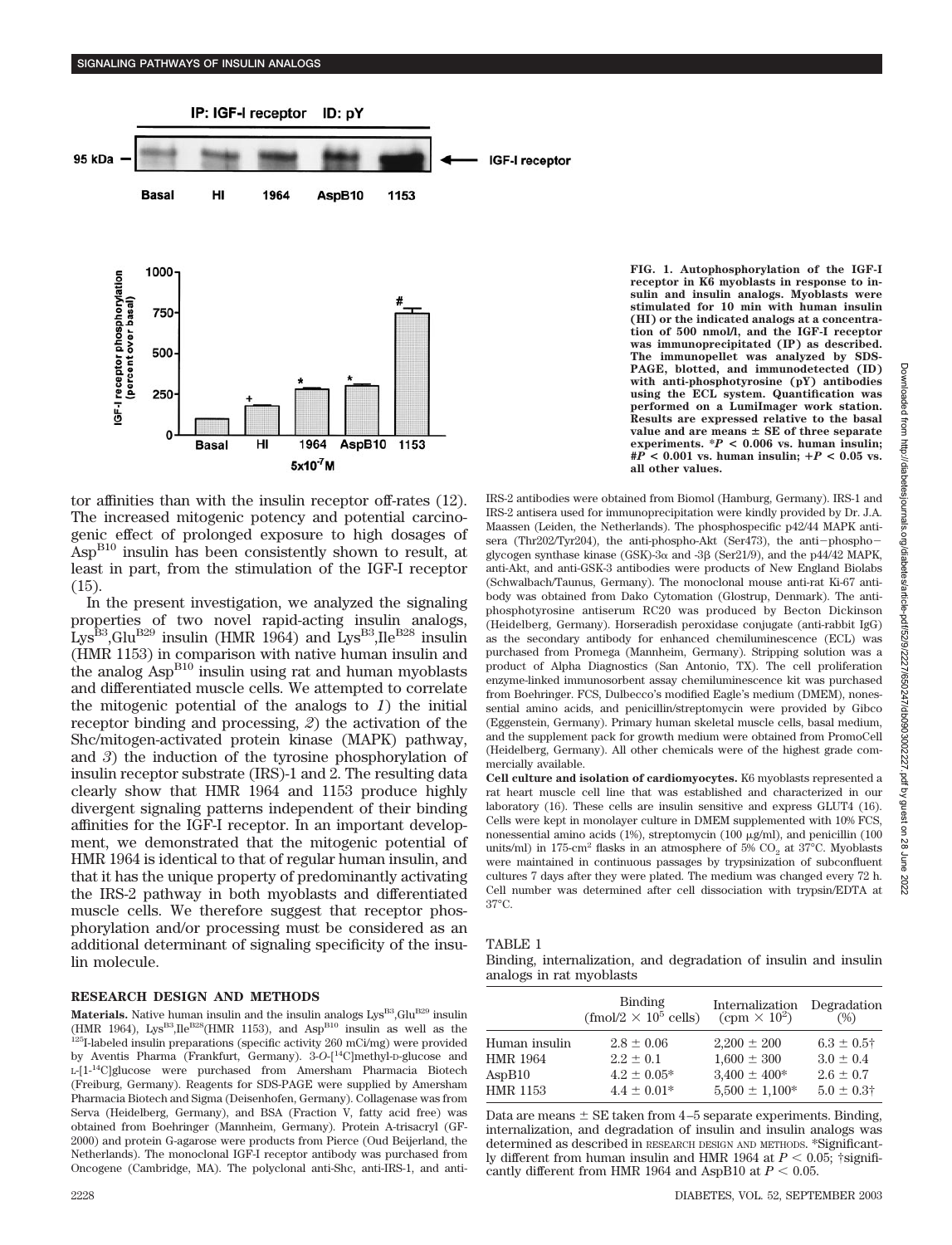FIG. 1. Autophosphorylation of the IGF-I receptor in K6 myoblasts in response to insulin and insulin analogs. Myoblasts were stimulated for 10 min with human insulin (HI) or the indicated analogs at a concentration of 500 nmol/l, and the IGF-I receptor was immunoprecipitated (IP) as described. The immunopellet was analyzed by SDS-PAGE, blotted, and immunodetected (ID) with anti-phosphotyrosine (pY) antibodies using the ECL system. Quantification was performed on a LumiImager work station. Results are expressed relative to the basal value and are means ± SE of three separate experiments. *$P < 0.006$ vs. human insulin; #$P < 0.001$ vs. human insulin; +$P < 0.05$ vs. all other values.

tor affinities than with the insulin receptor off-rates (12). The increased mitogenic potency and potential carcinogenic effect of prolonged exposure to high dosages of Asp$^{B10}$ insulin has been consistently shown to result, at least in part, from the stimulation of the IGF-I receptor (15).

In the present investigation, we analyzed the signaling properties of two novel rapid-acting insulin analogs, Lys$^{B3}$,Glu$^{B29}$ insulin (HMR 1964) and Lys$^{B3}$,Ile$^{B28}$ insulin (HMR 1153) in comparison with native human insulin and the analog Asp$^{B10}$ insulin using rat and human myoblasts and differentiated muscle cells. We attempted to correlate the mitogenic potential of the analogs to *1*) the initial receptor binding and processing, *2*) the activation of the Shc/mitogen-activated protein kinase (MAPK) pathway, and *3*) the induction of the tyrosine phosphorylation of insulin receptor substrate (IRS)-1 and 2. The resulting data clearly show that HMR 1964 and 1153 produce highly divergent signaling patterns independent of their binding affinities for the IGF-I receptor. In an important development, we demonstrated that the mitogenic potential of HMR 1964 is identical to that of regular human insulin, and that it has the unique property of predominantly activating the IRS-2 pathway in both myoblasts and differentiated muscle cells. We therefore suggest that receptor phosphorylation and/or processing must be considered as an additional determinant of signaling specificity of the insulin molecule.

## RESEARCH DESIGN AND METHODS

**Materials.** Native human insulin and the insulin analogs Lys$^{B3}$,Glu$^{B29}$ insulin (HMR 1964), Lys$^{B3}$,Ile$^{B28}$(HMR 1153), and Asp$^{B10}$ insulin as well as the $^{125}$I-labeled insulin preparations (specific activity 260 mCi/mg) were provided by Aventis Pharma (Frankfurt, Germany). 3-*O*-[$^{14}$C]methyl-D-glucose and L-[1-$^{14}$C]glucose were purchased from Amersham Pharmacia Biotech (Freiburg, Germany). Reagents for SDS-PAGE were supplied by Amersham Pharmacia Biotech and Sigma (Deisenhofen, Germany). Collagenase was from Serva (Heidelberg, Germany), and BSA (Fraction V, fatty acid free) was obtained from Boehringer (Mannheim, Germany). Protein A-trisacryl (GF-2000) and protein G-agarose were products from Pierce (Oud Beijerland, the Netherlands). The monoclonal IGF-I receptor antibody was purchased from Oncogene (Cambridge, MA). The polyclonal anti-Shc, anti-IRS-1, and anti-IRS-2 antibodies were obtained from Biomol (Hamburg, Germany). IRS-1 and IRS-2 antisera used for immunoprecipitation were kindly provided by Dr. J.A. Maassen (Leiden, the Netherlands). The phosphospecific p42/44 MAPK antisera (Thr202/Tyr204), the anti-phospho-Akt (Ser473), and the anti−phospho−glycogen synthase kinase (GSK)-3α and -3β (Ser21/9), and the p44/42 MAPK, anti-Akt, and anti-GSK-3 antibodies were products of New England Biolabs (Schwalbach/Taunus, Germany). The monoclonal mouse anti-rat Ki-67 antibody was obtained from Dako Cytomation (Glostrup, Denmark). The anti-phosphotyrosine antiserum RC20 was produced by Becton Dickinson (Heidelberg, Germany). Horseradish peroxidase conjugate (anti-rabbit IgG) as the secondary antibody for enhanced chemiluminescence (ECL) was purchased from Promega (Mannheim, Germany). Stripping solution was a product of Alpha Diagnostics (San Antonio, TX). The cell proliferation enzyme-linked immunosorbent assay chemiluminescence kit was purchased from Boehringer. FCS, Dulbecco's modified Eagle's medium (DMEM), nonessential amino acids, and penicillin/streptomycin were provided by Gibco (Eggenstein, Germany). Primary human skeletal muscle cells, basal medium, and the supplement pack for growth medium were obtained from PromoCell (Heidelberg, Germany). All other chemicals were of the highest grade commercially available.

**Cell culture and isolation of cardiomyocytes.** K6 myoblasts represented a rat heart muscle cell line that was established and characterized in our laboratory (16). These cells are insulin sensitive and express GLUT4 (16). Cells were kept in monolayer culture in DMEM supplemented with 10% FCS, nonessential amino acids (1%), streptomycin (100 μg/ml), and penicillin (100 units/ml) in 175-cm$^2$ flasks in an atmosphere of 5% $CO_2$ at 37°C. Myoblasts were maintained in continuous passages by trypsinization of subconfluent cultures 7 days after they were plated. The medium was changed every 72 h. Cell number was determined after cell dissociation with trypsin/EDTA at 37°C.

TABLE 1
Binding, internalization, and degradation of insulin and insulin analogs in rat myoblasts

| | Binding (fmol/2 × 10$^5$ cells) | Internalization (cpm × 10$^2$) | Degradation (%) |
|---|---|---|---|
| Human insulin | 2.8 ± 0.06 | 2,200 ± 200 | 6.3 ± 0.5† |
| HMR 1964 | 2.2 ± 0.1 | 1,600 ± 300 | 3.0 ± 0.4 |
| AspB10 | 4.2 ± 0.05* | 3,400 ± 400* | 2.6 ± 0.7 |
| HMR 1153 | 4.4 ± 0.01* | 5,500 ± 1,100* | 5.0 ± 0.3† |

Data are means ± SE taken from 4–5 separate experiments. Binding, internalization, and degradation of insulin and insulin analogs was determined as described in RESEARCH DESIGN AND METHODS. *Significantly different from human insulin and HMR 1964 at $P < 0.05$; †significantly different from HMR 1964 and AspB10 at $P < 0.05$.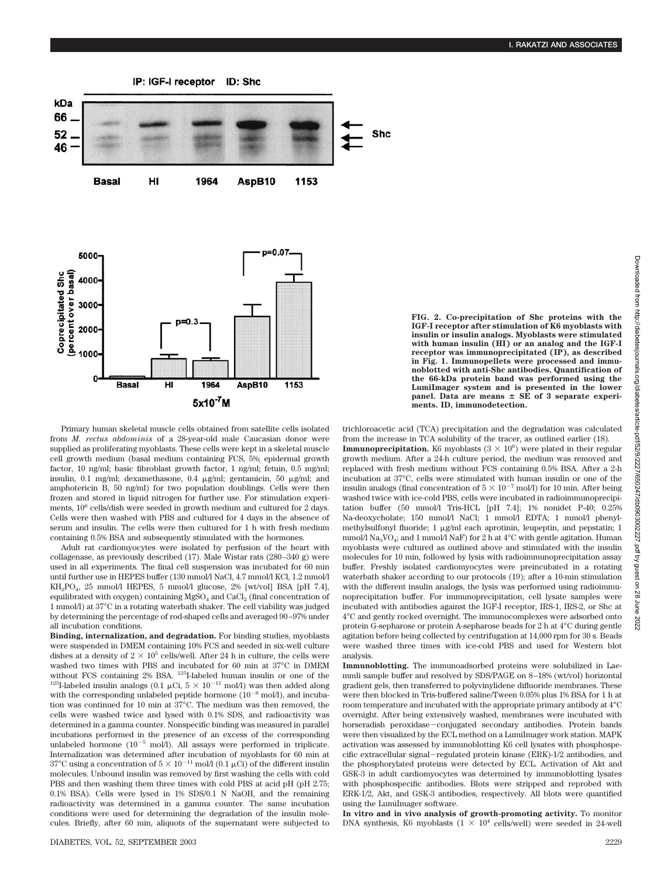**FIG. 2. Co-precipitation of Shc proteins with the IGF-I receptor after stimulation of K6 myoblasts with insulin or insulin analogs. Myoblasts were stimulated with human insulin (HI) or an analog and the IGF-I receptor was immunoprecipitated (IP), as described in Fig. 1. Immunopellets were processed and immunoblotted with anti-Shc antibodies. Quantification of the 66-kDa protein band was performed using the LumiImager system and is presented in the lower panel. Data are means ± SE of 3 separate experiments. ID, immunodetection.**

Primary human skeletal muscle cells obtained from satellite cells isolated from *M. rectus abdominis* of a 28-year-old male Caucasian donor were supplied as proliferating myoblasts. These cells were kept in a skeletal muscle cell growth medium (basal medium containing FCS, 5%; epidermal growth factor, 10 ng/ml; basic fibroblast growth factor, 1 ng/ml; fetuin, 0.5 mg/ml; insulin, 0.1 mg/ml; dexamethasone, 0.4 μg/ml; gentamicin, 50 μg/ml; and amphotericin B, 50 ng/ml) for two population doublings. Cells were then frozen and stored in liquid nitrogen for further use. For stimulation experiments, $10^6$ cells/dish were seeded in growth medium and cultured for 2 days. Cells were then washed with PBS and cultured for 4 days in the absence of serum and insulin. The cells were then cultured for 1 h with fresh medium containing 0.5% BSA and subsequently stimulated with the hormones.

Adult rat cardiomyocytes were isolated by perfusion of the heart with collagenase, as previously described (17). Male Wistar rats (280–340 g) were used in all experiments. The final cell suspension was incubated for 60 min until further use in HEPES buffer (130 mmol/l NaCl, 4.7 mmol/l KCl, 1.2 mmol/l $KH_2PO_4$, 25 mmol/l HEPES, 5 mmol/l glucose, 2% [wt/vol] BSA [pH 7.4], equilibrated with oxygen) containing $MgSO_4$ and $CaCl_2$ (final concentration of 1 mmol/l) at 37°C in a rotating waterbath shaker. The cell viability was judged by determining the percentage of rod-shaped cells and averaged 90–97% under all incubation conditions.

**Binding, internalization, and degradation.** For binding studies, myoblasts were suspended in DMEM containing 10% FCS and seeded in six-well culture dishes at a density of $2 \times 10^5$ cells/well. After 24 h in culture, the cells were washed two times with PBS and incubated for 60 min at 37°C in DMEM without FCS containing 2% BSA. $^{125}$I-labeled human insulin or one of the $^{125}$I-labeled insulin analogs (0.1 μCi, $5 \times 10^{-11}$ mol/l) was then added along with the corresponding unlabeled peptide hormone ($10^{-8}$ mol/l), and incubation was continued for 10 min at 37°C. The medium was then removed, the cells were washed twice and lysed with 0.1% SDS, and radioactivity was determined in a gamma counter. Nonspecific binding was measured in parallel incubations performed in the presence of an excess of the corresponding unlabeled hormone ($10^{-5}$ mol/l). All assays were performed in triplicate. Internalization was determined after incubation of myoblasts for 60 min at 37°C using a concentration of $5 \times 10^{-11}$ mol/l (0.1 μCi) of the different insulin molecules. Unbound insulin was removed by first washing the cells with cold PBS and then washing them three times with cold PBS at acid pH (pH 2.75; 0.1% BSA). Cells were lysed in 1% SDS/0.1 N NaOH, and the remaining radioactivity was determined in a gamma counter. The same incubation conditions were used for determining the degradation of the insulin molecules. Briefly, after 60 min, aliquots of the supernatant were subjected to trichloroacetic acid (TCA) precipitation and the degradation was calculated from the increase in TCA solubility of the tracer, as outlined earlier (18).

**Immunoprecipitation.** K6 myoblasts ($3 \times 10^6$) were plated in their regular growth medium. After a 24-h culture period, the medium was removed and replaced with fresh medium without FCS containing 0.5% BSA. After a 2-h incubation at 37°C, cells were stimulated with human insulin or one of the insulin analogs (final concentration of $5 \times 10^{-7}$ mol/l) for 10 min. After being washed twice with ice-cold PBS, cells were incubated in radioimmunoprecipitation buffer (50 mmol/l Tris-HCL [pH 7.4]; 1% nonidet P-40; 0.25% Na-deoxycholate; 150 mmol/l NaCl; 1 mmol/l EDTA; 1 mmol/l phenylmethylsulfonyl fluoride; 1 μg/ml each aprotinin, leupeptin, and pepstatin; 1 mmol/l $Na_3VO_4$; and 1 mmol/l NaF) for 2 h at 4°C with gentle agitation. Human myoblasts were cultured as outlined above and stimulated with the insulin molecules for 10 min, followed by lysis with radioimmunoprecipitation assay buffer. Freshly isolated cardiomyocytes were preincubated in a rotating waterbath shaker according to our protocols (19); after a 10-min stimulation with the different insulin analogs, the lysis was performed using radioimmunoprecipitation buffer. For immunoprecipitation, cell lysate samples were incubated with antibodies against the IGF-I receptor, IRS-1, IRS-2, or Shc at 4°C and gently rocked overnight. The immunocomplexes were adsorbed onto protein G-sepharose or protein A-sepharose beads for 2 h at 4°C during gentle agitation before being collected by centrifugation at 14,000 rpm for 30 s. Beads were washed three times with ice-cold PBS and used for Western blot analysis.

**Immunoblotting.** The immunoadsorbed proteins were solubilized in Laemmli sample buffer and resolved by SDS/PAGE on 8–18% (wt/vol) horizontal gradient gels, then transferred to polyvinylidene difluoride membranes. These were then blocked in Tris-buffered saline/Tween 0.05% plus 1% BSA for 1 h at room temperature and incubated with the appropriate primary antibody at 4°C overnight. After being extensively washed, membranes were incubated with horseradish peroxidase–conjugated secondary antibodies. Protein bands were then visualized by the ECL method on a LumiImager work station. MAPK activation was assessed by immunoblotting K6 cell lysates with phosphospecific extracellular signal–regulated protein kinase (ERK)-1/2 antibodies, and the phosphorylated proteins were detected by ECL. Activation of Akt and GSK-3 in adult cardiomyocytes was determined by immunoblotting lysates with phosphospecific antibodies. Blots were stripped and reprobed with ERK-1/2, Akt, and GSK-3 antibodies, respectively. All blots were quantified using the LumiImager software.

**In vitro and in vivo analysis of growth-promoting activity.** To monitor DNA synthesis, K6 myoblasts ($1 \times 10^4$ cells/well) were seeded in 24-well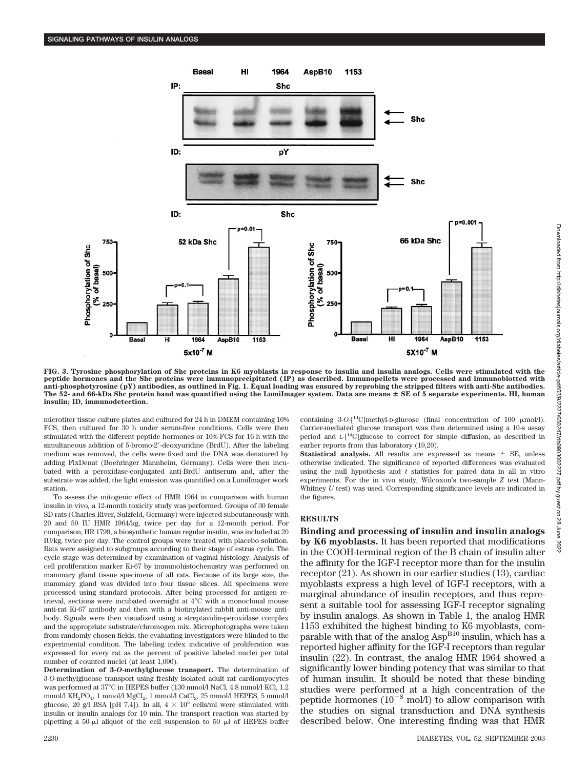FIG. 3. Tyrosine phosphorylation of Shc proteins in K6 myoblasts in response to insulin and insulin analogs. Cells were stimulated with the peptide hormones and the Shc proteins were immunoprecipitated (IP) as described. Immunopellets were processed and immunoblotted with anti-phosphotyrosine (pY) antibodies, as outlined in Fig. 1. Equal loading was ensured by reprobing the stripped filters with anti-Shc antibodies. The 52- and 66-kDa Shc protein band was quantified using the LumiImager system. Data are means ± SE of 5 separate experiments. HI, human insulin; ID, immunodetection.

microtiter tissue culture plates and cultured for 24 h in DMEM containing 10% FCS, then cultured for 30 h under serum-free conditions. Cells were then stimulated with the different peptide hormones or 10% FCS for 16 h with the simultaneous addition of 5-bromo-2′-deoxyuridine (BrdU). After the labeling medium was removed, the cells were fixed and the DNA was denatured by adding FixDenat (Boehringer Mannheim, Germany). Cells were then incubated with a peroxidase-conjugated anti-BrdU antiserum and, after the substrate was added, the light emission was quantified on a LumiImager work station.

To assess the mitogenic effect of HMR 1964 in comparison with human insulin in vivo, a 12-month toxicity study was performed. Groups of 30 female SD rats (Charles River, Sulzfeld, Germany) were injected subcutaneously with 20 and 50 IU HMR 1964/kg, twice per day for a 12-month period. For comparison, HR 1799, a biosynthetic human regular insulin, was included at 20 IU/kg, twice per day. The control groups were treated with placebo solution. Rats were assigned to subgroups according to their stage of estrus cycle. The cycle stage was determined by examination of vaginal histology. Analysis of cell proliferation marker Ki-67 by immunohistochemistry was performed on mammary gland tissue specimens of all rats. Because of its large size, the mammary gland was divided into four tissue slices. All specimens were processed using standard protocols. After being processed for antigen retrieval, sections were incubated overnight at 4°C with a monoclonal mouse anti-rat Ki-67 antibody and then with a biotinylated rabbit anti-mouse antibody. Signals were then visualized using a streptavidin-peroxidase complex and the appropriate substrate/chromogen mix. Microphotographs were taken from randomly chosen fields; the evaluating investigators were blinded to the experimental condition. The labeling index indicative of proliferation was expressed for every rat as the percent of positive labeled nuclei per total number of counted nuclei (at least 1,000).

**Determination of 3-*O*-methylglucose transport.** The determination of 3-*O*-methylglucose transport using freshly isolated adult rat cardiomyocytes was performed at 37°C in HEPES buffer (130 mmol/l NaCl, 4.8 mmol/l KCl, 1.2 mmol/l $KH_2PO_4$, 1 mmol/l $MgCl_2$, 1 mmol/l $CaCl_2$, 25 mmol/l HEPES, 5 mmol/l glucose, 20 g/l BSA [pH 7.4]). In all, $4 \times 10^5$ cells/ml were stimulated with insulin or insulin analogs for 10 min. The transport reaction was started by pipetting a 50-μl aliquot of the cell suspension to 50 μl of HEPES buffer containing 3-*O*-[$^{14}$C]methyl-D-glucose (final concentration of 100 μmol/l). Carrier-mediated glucose transport was then determined using a 10-s assay period and L-[$^{14}$C]glucose to correct for simple diffusion, as described in earlier reports from this laboratory (19,20).

**Statistical analysis.** All results are expressed as means ± SE, unless otherwise indicated. The significance of reported differences was evaluated using the null hypothesis and *t* statistics for paired data in all in vitro experiments. For the in vivo study, Wilcoxon's two-sample *Z* test (Mann-Whitney *U* test) was used. Corresponding significance levels are indicated in the figures.

## RESULTS

**Binding and processing of insulin and insulin analogs by K6 myoblasts.** It has been reported that modifications in the COOH-terminal region of the B chain of insulin alter the affinity for the IGF-I receptor more than for the insulin receptor (21). As shown in our earlier studies (13), cardiac myoblasts express a high level of IGF-I receptors, with a marginal abundance of insulin receptors, and thus represent a suitable tool for assessing IGF-I receptor signaling by insulin analogs. As shown in Table 1, the analog HMR 1153 exhibited the highest binding to K6 myoblasts, comparable with that of the analog $Asp^{B10}$ insulin, which has a reported higher affinity for the IGF-I receptors than regular insulin (22). In contrast, the analog HMR 1964 showed a significantly lower binding potency that was similar to that of human insulin. It should be noted that these binding studies were performed at a high concentration of the peptide hormones ($10^{-8}$ mol/l) to allow comparison with the studies on signal transduction and DNA synthesis described below. One interesting finding was that HMR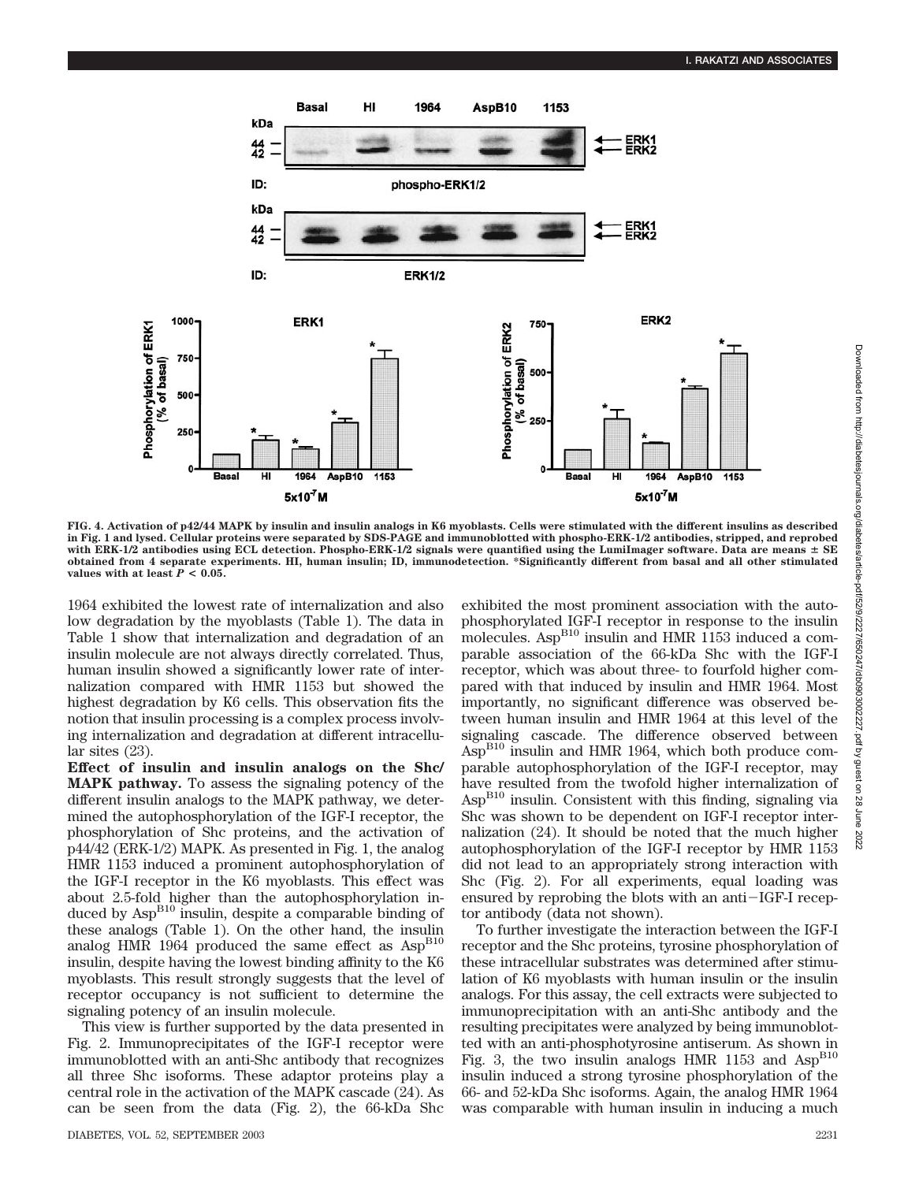FIG. 4. Activation of p42/44 MAPK by insulin and insulin analogs in K6 myoblasts. Cells were stimulated with the different insulins as described in Fig. 1 and lysed. Cellular proteins were separated by SDS-PAGE and immunoblotted with phospho-ERK-1/2 antibodies, stripped, and reprobed with ERK-1/2 antibodies using ECL detection. Phospho-ERK-1/2 signals were quantified using the LumiImager software. Data are means ± SE obtained from 4 separate experiments. HI, human insulin; ID, immunodetection. *Significantly different from basal and all other stimulated values with at least $P < 0.05$.

1964 exhibited the lowest rate of internalization and also low degradation by the myoblasts (Table 1). The data in Table 1 show that internalization and degradation of an insulin molecule are not always directly correlated. Thus, human insulin showed a significantly lower rate of internalization compared with HMR 1153 but showed the highest degradation by K6 cells. This observation fits the notion that insulin processing is a complex process involving internalization and degradation at different intracellular sites (23).

**Effect of insulin and insulin analogs on the Shc/MAPK pathway.** To assess the signaling potency of the different insulin analogs to the MAPK pathway, we determined the autophosphorylation of the IGF-I receptor, the phosphorylation of Shc proteins, and the activation of p44/42 (ERK-1/2) MAPK. As presented in Fig. 1, the analog HMR 1153 induced a prominent autophosphorylation of the IGF-I receptor in the K6 myoblasts. This effect was about 2.5-fold higher than the autophosphorylation induced by Asp$^{B10}$ insulin, despite a comparable binding of these analogs (Table 1). On the other hand, the insulin analog HMR 1964 produced the same effect as Asp$^{B10}$ insulin, despite having the lowest binding affinity to the K6 myoblasts. This result strongly suggests that the level of receptor occupancy is not sufficient to determine the signaling potency of an insulin molecule.

This view is further supported by the data presented in Fig. 2. Immunoprecipitates of the IGF-I receptor were immunoblotted with an anti-Shc antibody that recognizes all three Shc isoforms. These adaptor proteins play a central role in the activation of the MAPK cascade (24). As can be seen from the data (Fig. 2), the 66-kDa Shc exhibited the most prominent association with the autophosphorylated IGF-I receptor in response to the insulin molecules. Asp$^{B10}$ insulin and HMR 1153 induced a comparable association of the 66-kDa Shc with the IGF-I receptor, which was about three- to fourfold higher compared with that induced by insulin and HMR 1964. Most importantly, no significant difference was observed between human insulin and HMR 1964 at this level of the signaling cascade. The difference observed between Asp$^{B10}$ insulin and HMR 1964, which both produce comparable autophosphorylation of the IGF-I receptor, may have resulted from the twofold higher internalization of Asp$^{B10}$ insulin. Consistent with this finding, signaling via Shc was shown to be dependent on IGF-I receptor internalization (24). It should be noted that the much higher autophosphorylation of the IGF-I receptor by HMR 1153 did not lead to an appropriately strong interaction with Shc (Fig. 2). For all experiments, equal loading was ensured by reprobing the blots with an anti–IGF-I receptor antibody (data not shown).

To further investigate the interaction between the IGF-I receptor and the Shc proteins, tyrosine phosphorylation of these intracellular substrates was determined after stimulation of K6 myoblasts with human insulin or the insulin analogs. For this assay, the cell extracts were subjected to immunoprecipitation with an anti-Shc antibody and the resulting precipitates were analyzed by being immunoblotted with an anti-phosphotyrosine antiserum. As shown in Fig. 3, the two insulin analogs HMR 1153 and Asp$^{B10}$ insulin induced a strong tyrosine phosphorylation of the 66- and 52-kDa Shc isoforms. Again, the analog HMR 1964 was comparable with human insulin in inducing a much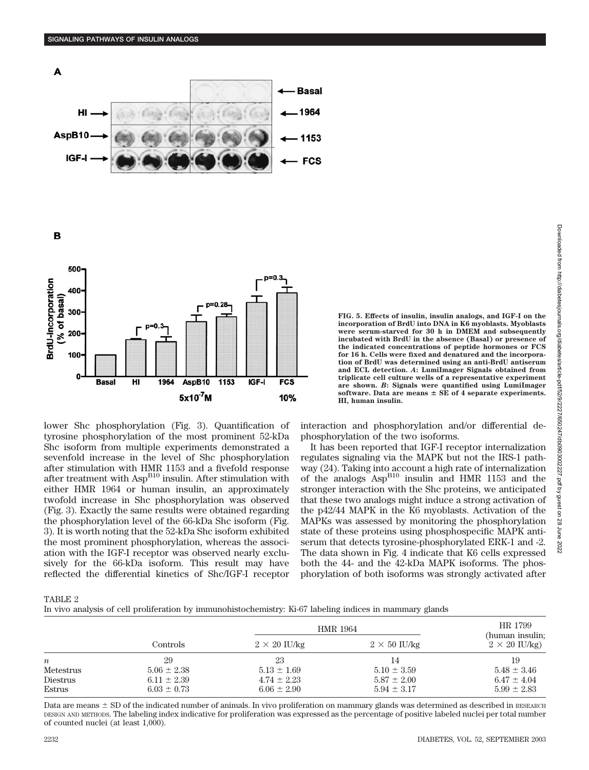FIG. 5. Effects of insulin, insulin analogs, and IGF-I on the incorporation of BrdU into DNA in K6 myoblasts. Myoblasts were serum-starved for 30 h in DMEM and subsequently incubated with BrdU in the absence (Basal) or presence of the indicated concentrations of peptide hormones or FCS for 16 h. Cells were fixed and denatured and the incorporation of BrdU was determined using an anti-BrdU antiserum and ECL detection. *A*: LumiImager Signals obtained from triplicate cell culture wells of a representative experiment are shown. *B*: Signals were quantified using LumiImager software. Data are means ± SE of 4 separate experiments. HI, human insulin.

lower Shc phosphorylation (Fig. 3). Quantification of tyrosine phosphorylation of the most prominent 52-kDa Shc isoform from multiple experiments demonstrated a sevenfold increase in the level of Shc phosphorylation after stimulation with HMR 1153 and a fivefold response after treatment with $Asp^{B10}$ insulin. After stimulation with either HMR 1964 or human insulin, an approximately twofold increase in Shc phosphorylation was observed (Fig. 3). Exactly the same results were obtained regarding the phosphorylation level of the 66-kDa Shc isoform (Fig. 3). It is worth noting that the 52-kDa Shc isoform exhibited the most prominent phosphorylation, whereas the association with the IGF-I receptor was observed nearly exclusively for the 66-kDa isoform. This result may have reflected the differential kinetics of Shc/IGF-I receptor interaction and phosphorylation and/or differential dephosphorylation of the two isoforms.

It has been reported that IGF-I receptor internalization regulates signaling via the MAPK but not the IRS-1 pathway (24). Taking into account a high rate of internalization of the analogs $Asp^{B10}$ insulin and HMR 1153 and the stronger interaction with the Shc proteins, we anticipated that these two analogs might induce a strong activation of the p42/44 MAPK in the K6 myoblasts. Activation of the MAPKs was assessed by monitoring the phosphorylation state of these proteins using phosphospecific MAPK antiserum that detects tyrosine-phosphorylated ERK-1 and -2. The data shown in Fig. 4 indicate that K6 cells expressed both the 44- and the 42-kDa MAPK isoforms. The phosphorylation of both isoforms was strongly activated after

TABLE 2
In vivo analysis of cell proliferation by immunohistochemistry: Ki-67 labeling indices in mammary glands

| | Controls | HMR 1964 | | HR 1799 (human insulin; 2 × 20 IU/kg) |
|---|---|---|---|---|
| | | 2 × 20 IU/kg | 2 × 50 IU/kg | |
| *n* | 29 | 23 | 14 | 19 |
| Metestrus | 5.06 ± 2.38 | 5.13 ± 1.69 | 5.10 ± 3.59 | 5.48 ± 3.46 |
| Diestrus | 6.11 ± 2.39 | 4.74 ± 2.23 | 5.87 ± 2.00 | 6.47 ± 4.04 |
| Estrus | 6.03 ± 0.73 | 6.06 ± 2.90 | 5.94 ± 3.17 | 5.99 ± 2.83 |

Data are means ± SD of the indicated number of animals. In vivo proliferation on mammary glands was determined as described in RESEARCH DESIGN AND METHODS. The labeling index indicative for proliferation was expressed as the percentage of positive labeled nuclei per total number of counted nuclei (at least 1,000).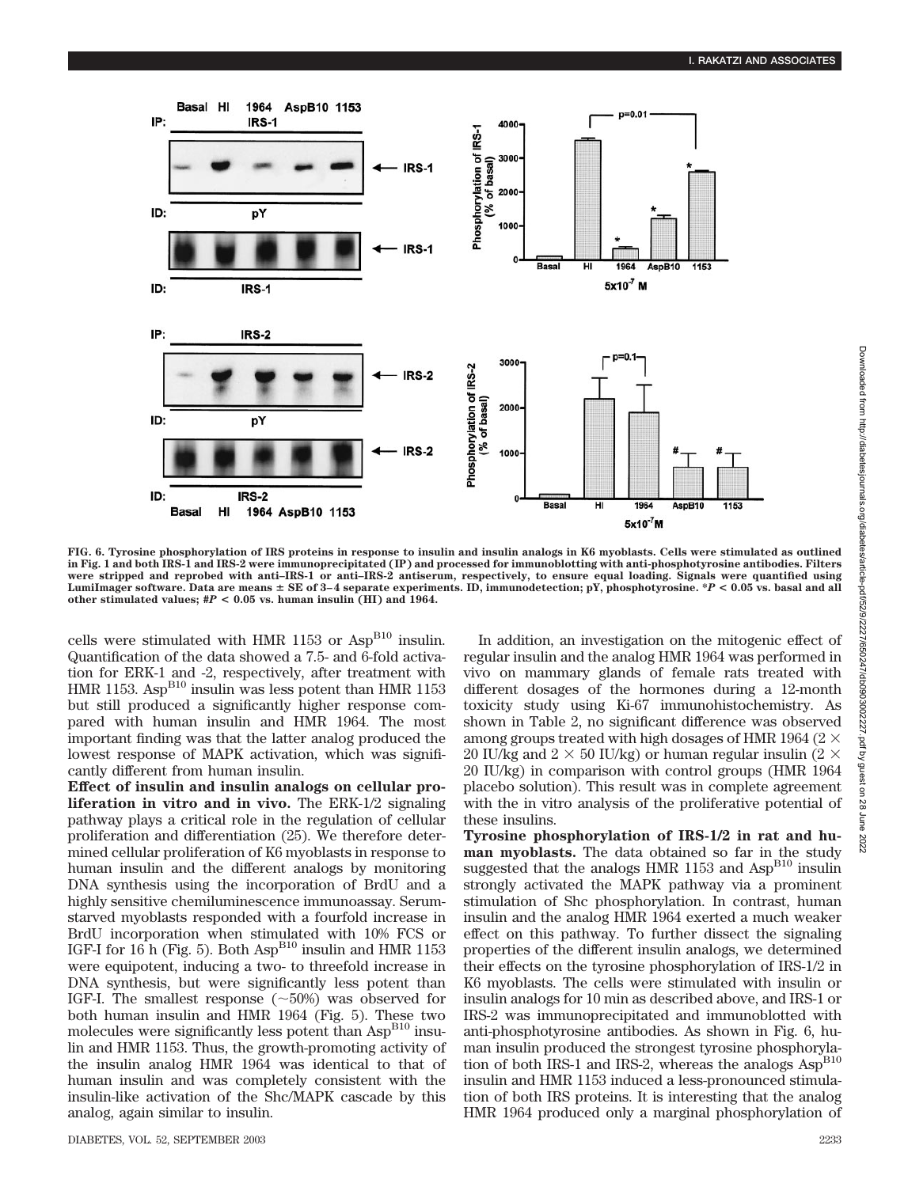FIG. 6. Tyrosine phosphorylation of IRS proteins in response to insulin and insulin analogs in K6 myoblasts. Cells were stimulated as outlined in Fig. 1 and both IRS-1 and IRS-2 were immunoprecipitated (IP) and processed for immunoblotting with anti-phosphotyrosine antibodies. Filters were stripped and reprobed with anti–IRS-1 or anti–IRS-2 antiserum, respectively, to ensure equal loading. Signals were quantified using LumiImager software. Data are means ± SE of 3–4 separate experiments. ID, immunodetection; pY, phosphotyrosine. *$P < 0.05$ vs. basal and all other stimulated values; #$P < 0.05$ vs. human insulin (HI) and 1964.

cells were stimulated with HMR 1153 or Asp$^{B10}$ insulin. Quantification of the data showed a 7.5- and 6-fold activation for ERK-1 and -2, respectively, after treatment with HMR 1153. Asp$^{B10}$ insulin was less potent than HMR 1153 but still produced a significantly higher response compared with human insulin and HMR 1964. The most important finding was that the latter analog produced the lowest response of MAPK activation, which was significantly different from human insulin.

**Effect of insulin and insulin analogs on cellular proliferation in vitro and in vivo.** The ERK-1/2 signaling pathway plays a critical role in the regulation of cellular proliferation and differentiation (25). We therefore determined cellular proliferation of K6 myoblasts in response to human insulin and the different analogs by monitoring DNA synthesis using the incorporation of BrdU and a highly sensitive chemiluminescence immunoassay. Serum-starved myoblasts responded with a fourfold increase in BrdU incorporation when stimulated with 10% FCS or IGF-I for 16 h (Fig. 5). Both Asp$^{B10}$ insulin and HMR 1153 were equipotent, inducing a two- to threefold increase in DNA synthesis, but were significantly less potent than IGF-I. The smallest response (~50%) was observed for both human insulin and HMR 1964 (Fig. 5). These two molecules were significantly less potent than Asp$^{B10}$ insulin and HMR 1153. Thus, the growth-promoting activity of the insulin analog HMR 1964 was identical to that of human insulin and was completely consistent with the insulin-like activation of the Shc/MAPK cascade by this analog, again similar to insulin.

In addition, an investigation on the mitogenic effect of regular insulin and the analog HMR 1964 was performed in vivo on mammary glands of female rats treated with different dosages of the hormones during a 12-month toxicity study using Ki-67 immunohistochemistry. As shown in Table 2, no significant difference was observed among groups treated with high dosages of HMR 1964 ($2 \times 20$ IU/kg and $2 \times 50$ IU/kg) or human regular insulin ($2 \times 20$ IU/kg) in comparison with control groups (HMR 1964 placebo solution). This result was in complete agreement with the in vitro analysis of the proliferative potential of these insulins.

**Tyrosine phosphorylation of IRS-1/2 in rat and human myoblasts.** The data obtained so far in the study suggested that the analogs HMR 1153 and Asp$^{B10}$ insulin strongly activated the MAPK pathway via a prominent stimulation of Shc phosphorylation. In contrast, human insulin and the analog HMR 1964 exerted a much weaker effect on this pathway. To further dissect the signaling properties of the different insulin analogs, we determined their effects on the tyrosine phosphorylation of IRS-1/2 in K6 myoblasts. The cells were stimulated with insulin or insulin analogs for 10 min as described above, and IRS-1 or IRS-2 was immunoprecipitated and immunoblotted with anti-phosphotyrosine antibodies. As shown in Fig. 6, human insulin produced the strongest tyrosine phosphorylation of both IRS-1 and IRS-2, whereas the analogs Asp$^{B10}$ insulin and HMR 1153 induced a less-pronounced stimulation of both IRS proteins. It is interesting that the analog HMR 1964 produced only a marginal phosphorylation of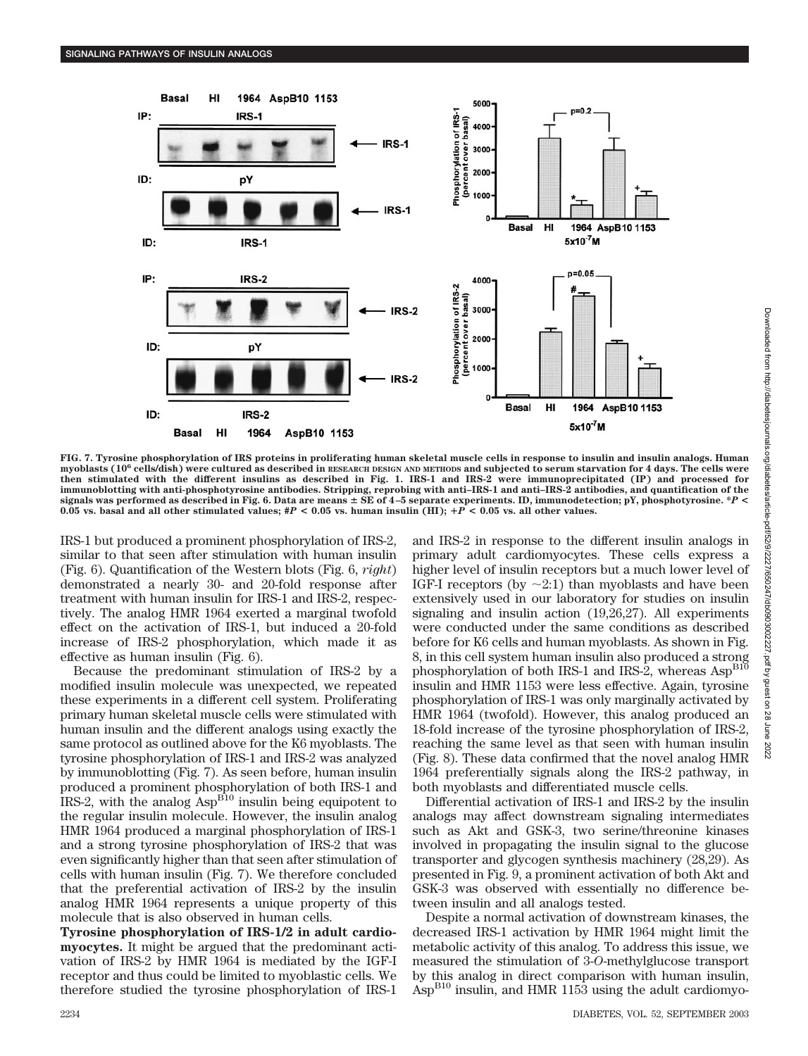**FIG. 7. Tyrosine phosphorylation of IRS proteins in proliferating human skeletal muscle cells in response to insulin and insulin analogs. Human myoblasts ($10^6$ cells/dish) were cultured as described in RESEARCH DESIGN AND METHODS and subjected to serum starvation for 4 days. The cells were then stimulated with the different insulins as described in Fig. 1. IRS-1 and IRS-2 were immunoprecipitated (IP) and processed for immunoblotting with anti-phosphotyrosine antibodies. Stripping, reprobing with anti–IRS-1 and anti–IRS-2 antibodies, and quantification of the signals was performed as described in Fig. 6. Data are means ± SE of 4–5 separate experiments. ID, immunodetection; pY, phosphotyrosine. $*P <$ 0.05 vs. basal and all other stimulated values; $\#P < 0.05$ vs. human insulin (HI); $+P < 0.05$ vs. all other values.**

IRS-1 but produced a prominent phosphorylation of IRS-2, similar to that seen after stimulation with human insulin (Fig. 6). Quantification of the Western blots (Fig. 6, *right*) demonstrated a nearly 30- and 20-fold response after treatment with human insulin for IRS-1 and IRS-2, respectively. The analog HMR 1964 exerted a marginal twofold effect on the activation of IRS-1, but induced a 20-fold increase of IRS-2 phosphorylation, which made it as effective as human insulin (Fig. 6).

Because the predominant stimulation of IRS-2 by a modified insulin molecule was unexpected, we repeated these experiments in a different cell system. Proliferating primary human skeletal muscle cells were stimulated with human insulin and the different analogs using exactly the same protocol as outlined above for the K6 myoblasts. The tyrosine phosphorylation of IRS-1 and IRS-2 was analyzed by immunoblotting (Fig. 7). As seen before, human insulin produced a prominent phosphorylation of both IRS-1 and IRS-2, with the analog $Asp^{B10}$ insulin being equipotent to the regular insulin molecule. However, the insulin analog HMR 1964 produced a marginal phosphorylation of IRS-1 and a strong tyrosine phosphorylation of IRS-2 that was even significantly higher than that seen after stimulation of cells with human insulin (Fig. 7). We therefore concluded that the preferential activation of IRS-2 by the insulin analog HMR 1964 represents a unique property of this molecule that is also observed in human cells.

**Tyrosine phosphorylation of IRS-1/2 in adult cardiomyocytes.** It might be argued that the predominant activation of IRS-2 by HMR 1964 is mediated by the IGF-I receptor and thus could be limited to myoblastic cells. We therefore studied the tyrosine phosphorylation of IRS-1 and IRS-2 in response to the different insulin analogs in primary adult cardiomyocytes. These cells express a higher level of insulin receptors but a much lower level of IGF-I receptors (by ~2:1) than myoblasts and have been extensively used in our laboratory for studies on insulin signaling and insulin action (19,26,27). All experiments were conducted under the same conditions as described before for K6 cells and human myoblasts. As shown in Fig. 8, in this cell system human insulin also produced a strong phosphorylation of both IRS-1 and IRS-2, whereas $Asp^{B10}$ insulin and HMR 1153 were less effective. Again, tyrosine phosphorylation of IRS-1 was only marginally activated by HMR 1964 (twofold). However, this analog produced an 18-fold increase of the tyrosine phosphorylation of IRS-2, reaching the same level as that seen with human insulin (Fig. 8). These data confirmed that the novel analog HMR 1964 preferentially signals along the IRS-2 pathway, in both myoblasts and differentiated muscle cells.

Differential activation of IRS-1 and IRS-2 by the insulin analogs may affect downstream signaling intermediates such as Akt and GSK-3, two serine/threonine kinases involved in propagating the insulin signal to the glucose transporter and glycogen synthesis machinery (28,29). As presented in Fig. 9, a prominent activation of both Akt and GSK-3 was observed with essentially no difference between insulin and all analogs tested.

Despite a normal activation of downstream kinases, the decreased IRS-1 activation by HMR 1964 might limit the metabolic activity of this analog. To address this issue, we measured the stimulation of 3-*O*-methylglucose transport by this analog in direct comparison with human insulin, $Asp^{B10}$ insulin, and HMR 1153 using the adult cardiomyo-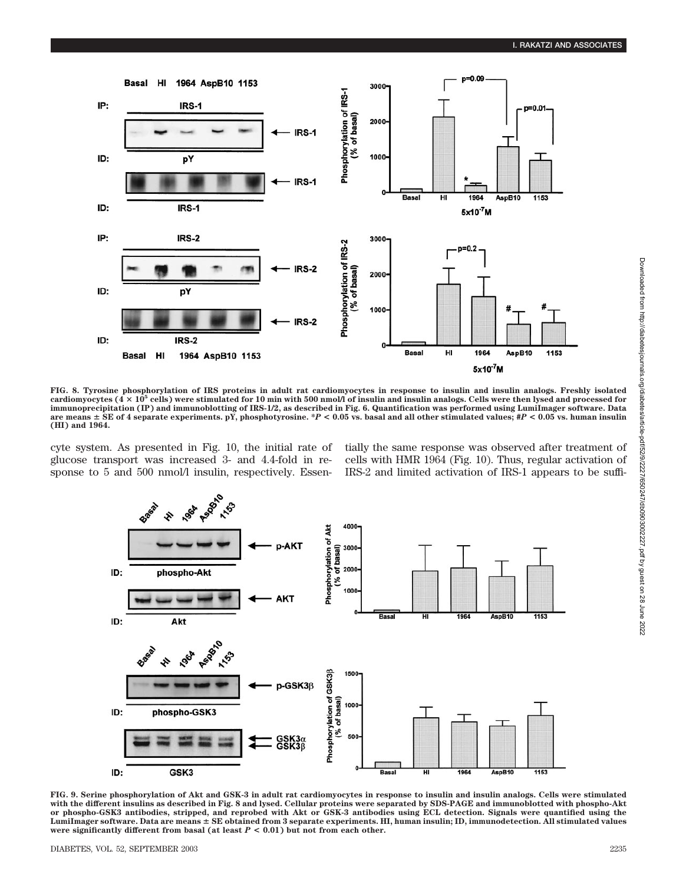FIG. 8. Tyrosine phosphorylation of IRS proteins in adult rat cardiomyocytes in response to insulin and insulin analogs. Freshly isolated cardiomyocytes ($4 \times 10^5$ cells) were stimulated for 10 min with 500 nmol/l of insulin and insulin analogs. Cells were then lysed and processed for immunoprecipitation (IP) and immunoblotting of IRS-1/2, as described in Fig. 6. Quantification was performed using LumiImager software. Data are means ± SE of 4 separate experiments. pY, phosphotyrosine. $*P < 0.05$ vs. basal and all other stimulated values; $\#P < 0.05$ vs. human insulin (HI) and 1964.

cyte system. As presented in Fig. 10, the initial rate of glucose transport was increased 3- and 4.4-fold in response to 5 and 500 nmol/l insulin, respectively. Essentially the same response was observed after treatment of cells with HMR 1964 (Fig. 10). Thus, regular activation of IRS-2 and limited activation of IRS-1 appears to be suffi-

FIG. 9. Serine phosphorylation of Akt and GSK-3 in adult rat cardiomyocytes in response to insulin and insulin analogs. Cells were stimulated with the different insulins as described in Fig. 8 and lysed. Cellular proteins were separated by SDS-PAGE and immunoblotted with phospho-Akt or phospho-GSK3 antibodies, stripped, and reprobed with Akt or GSK-3 antibodies using ECL detection. Signals were quantified using the LumiImager software. Data are means ± SE obtained from 3 separate experiments. HI, human insulin; ID, immunodetection. All stimulated values were significantly different from basal (at least $P < 0.01$) but not from each other.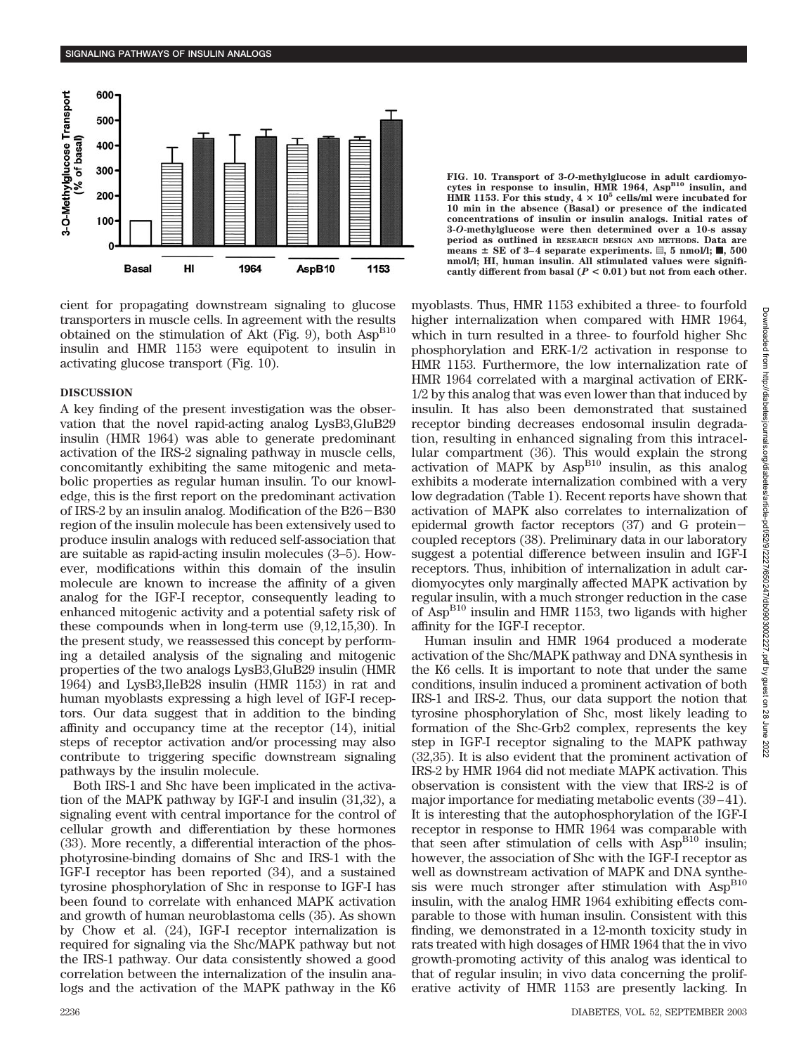FIG. 10. Transport of 3-O-methylglucose in adult cardiomyocytes in response to insulin, HMR 1964, Asp[B10] insulin, and HMR 1153. For this study, $4 \times 10^5$ cells/ml were incubated for 10 min in the absence (Basal) or presence of the indicated concentrations of insulin or insulin analogs. Initial rates of 3-O-methylglucose were then determined over a 10-s assay period as outlined in RESEARCH DESIGN AND METHODS. Data are means ± SE of 3–4 separate experiments. ▤, 5 nmol/l; ■, 500 nmol/l; HI, human insulin. All stimulated values were significantly different from basal ($P < 0.01$) but not from each other.

cient for propagating downstream signaling to glucose transporters in muscle cells. In agreement with the results obtained on the stimulation of Akt (Fig. 9), both Asp[B10] insulin and HMR 1153 were equipotent to insulin in activating glucose transport (Fig. 10).

## DISCUSSION

A key finding of the present investigation was the observation that the novel rapid-acting analog LysB3,GluB29 insulin (HMR 1964) was able to generate predominant activation of the IRS-2 signaling pathway in muscle cells, concomitantly exhibiting the same mitogenic and metabolic properties as regular human insulin. To our knowledge, this is the first report on the predominant activation of IRS-2 by an insulin analog. Modification of the B26−B30 region of the insulin molecule has been extensively used to produce insulin analogs with reduced self-association that are suitable as rapid-acting insulin molecules (3–5). However, modifications within this domain of the insulin molecule are known to increase the affinity of a given analog for the IGF-I receptor, consequently leading to enhanced mitogenic activity and a potential safety risk of these compounds when in long-term use (9,12,15,30). In the present study, we reassessed this concept by performing a detailed analysis of the signaling and mitogenic properties of the two analogs LysB3,GluB29 insulin (HMR 1964) and LysB3,IleB28 insulin (HMR 1153) in rat and human myoblasts expressing a high level of IGF-I receptors. Our data suggest that in addition to the binding affinity and occupancy time at the receptor (14), initial steps of receptor activation and/or processing may also contribute to triggering specific downstream signaling pathways by the insulin molecule.

Both IRS-1 and Shc have been implicated in the activation of the MAPK pathway by IGF-I and insulin (31,32), a signaling event with central importance for the control of cellular growth and differentiation by these hormones (33). More recently, a differential interaction of the phosphotyrosine-binding domains of Shc and IRS-1 with the IGF-I receptor has been reported (34), and a sustained tyrosine phosphorylation of Shc in response to IGF-I has been found to correlate with enhanced MAPK activation and growth of human neuroblastoma cells (35). As shown by Chow et al. (24), IGF-I receptor internalization is required for signaling via the Shc/MAPK pathway but not the IRS-1 pathway. Our data consistently showed a good correlation between the internalization of the insulin analogs and the activation of the MAPK pathway in the K6 myoblasts. Thus, HMR 1153 exhibited a three- to fourfold higher internalization when compared with HMR 1964, which in turn resulted in a three- to fourfold higher Shc phosphorylation and ERK-1/2 activation in response to HMR 1153. Furthermore, the low internalization rate of HMR 1964 correlated with a marginal activation of ERK-1/2 by this analog that was even lower than that induced by insulin. It has also been demonstrated that sustained receptor binding decreases endosomal insulin degradation, resulting in enhanced signaling from this intracellular compartment (36). This would explain the strong activation of MAPK by Asp[B10] insulin, as this analog exhibits a moderate internalization combined with a very low degradation (Table 1). Recent reports have shown that activation of MAPK also correlates to internalization of epidermal growth factor receptors (37) and G protein−coupled receptors (38). Preliminary data in our laboratory suggest a potential difference between insulin and IGF-I receptors. Thus, inhibition of internalization in adult cardiomyocytes only marginally affected MAPK activation by regular insulin, with a much stronger reduction in the case of Asp[B10] insulin and HMR 1153, two ligands with higher affinity for the IGF-I receptor.

Human insulin and HMR 1964 produced a moderate activation of the Shc/MAPK pathway and DNA synthesis in the K6 cells. It is important to note that under the same conditions, insulin induced a prominent activation of both IRS-1 and IRS-2. Thus, our data support the notion that tyrosine phosphorylation of Shc, most likely leading to formation of the Shc-Grb2 complex, represents the key step in IGF-I receptor signaling to the MAPK pathway (32,35). It is also evident that the prominent activation of IRS-2 by HMR 1964 did not mediate MAPK activation. This observation is consistent with the view that IRS-2 is of major importance for mediating metabolic events (39–41). It is interesting that the autophosphorylation of the IGF-I receptor in response to HMR 1964 was comparable with that seen after stimulation of cells with Asp[B10] insulin; however, the association of Shc with the IGF-I receptor as well as downstream activation of MAPK and DNA synthesis were much stronger after stimulation with Asp[B10] insulin, with the analog HMR 1964 exhibiting effects comparable to those with human insulin. Consistent with this finding, we demonstrated in a 12-month toxicity study in rats treated with high dosages of HMR 1964 that the in vivo growth-promoting activity of this analog was identical to that of regular insulin; in vivo data concerning the proliferative activity of HMR 1153 are presently lacking. In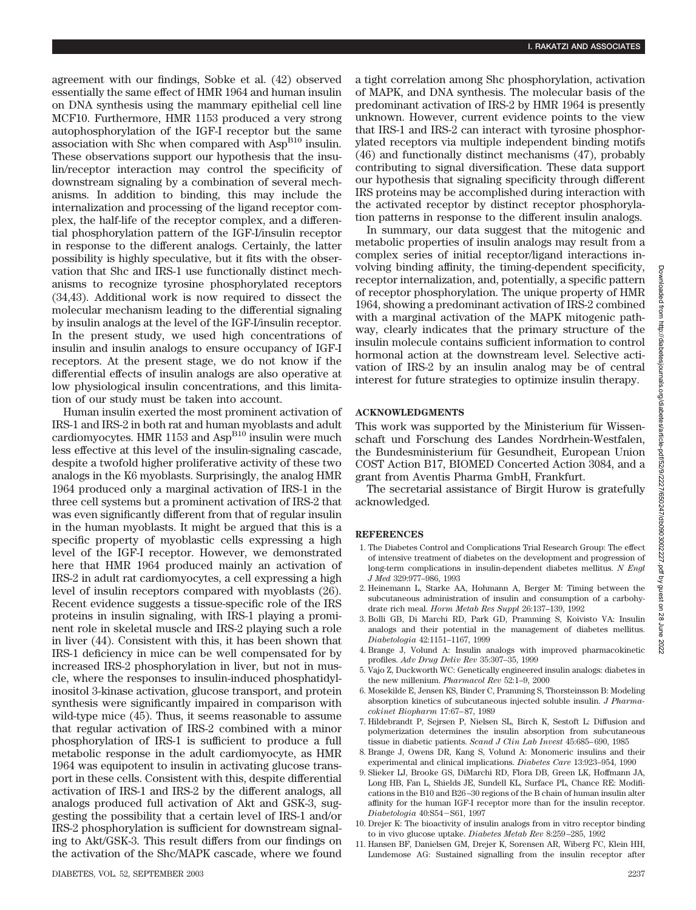agreement with our findings, Sobke et al. (42) observed essentially the same effect of HMR 1964 and human insulin on DNA synthesis using the mammary epithelial cell line MCF10. Furthermore, HMR 1153 produced a very strong autophosphorylation of the IGF-I receptor but the same association with Shc when compared with Asp$^{B10}$ insulin. These observations support our hypothesis that the insulin/receptor interaction may control the specificity of downstream signaling by a combination of several mechanisms. In addition to binding, this may include the internalization and processing of the ligand receptor complex, the half-life of the receptor complex, and a differential phosphorylation pattern of the IGF-I/insulin receptor in response to the different analogs. Certainly, the latter possibility is highly speculative, but it fits with the observation that Shc and IRS-1 use functionally distinct mechanisms to recognize tyrosine phosphorylated receptors (34,43). Additional work is now required to dissect the molecular mechanism leading to the differential signaling by insulin analogs at the level of the IGF-I/insulin receptor. In the present study, we used high concentrations of insulin and insulin analogs to ensure occupancy of IGF-I receptors. At the present stage, we do not know if the differential effects of insulin analogs are also operative at low physiological insulin concentrations, and this limitation of our study must be taken into account.

Human insulin exerted the most prominent activation of IRS-1 and IRS-2 in both rat and human myoblasts and adult cardiomyocytes. HMR 1153 and Asp$^{B10}$ insulin were much less effective at this level of the insulin-signaling cascade, despite a twofold higher proliferative activity of these two analogs in the K6 myoblasts. Surprisingly, the analog HMR 1964 produced only a marginal activation of IRS-1 in the three cell systems but a prominent activation of IRS-2 that was even significantly different from that of regular insulin in the human myoblasts. It might be argued that this is a specific property of myoblastic cells expressing a high level of the IGF-I receptor. However, we demonstrated here that HMR 1964 produced mainly an activation of IRS-2 in adult rat cardiomyocytes, a cell expressing a high level of insulin receptors compared with myoblasts (26). Recent evidence suggests a tissue-specific role of the IRS proteins in insulin signaling, with IRS-1 playing a prominent role in skeletal muscle and IRS-2 playing such a role in liver (44). Consistent with this, it has been shown that IRS-1 deficiency in mice can be well compensated for by increased IRS-2 phosphorylation in liver, but not in muscle, where the responses to insulin-induced phosphatidylinositol 3-kinase activation, glucose transport, and protein synthesis were significantly impaired in comparison with wild-type mice (45). Thus, it seems reasonable to assume that regular activation of IRS-2 combined with a minor phosphorylation of IRS-1 is sufficient to produce a full metabolic response in the adult cardiomyocyte, as HMR 1964 was equipotent to insulin in activating glucose transport in these cells. Consistent with this, despite differential activation of IRS-1 and IRS-2 by the different analogs, all analogs produced full activation of Akt and GSK-3, suggesting the possibility that a certain level of IRS-1 and/or IRS-2 phosphorylation is sufficient for downstream signaling to Akt/GSK-3. This result differs from our findings on the activation of the Shc/MAPK cascade, where we found a tight correlation among Shc phosphorylation, activation of MAPK, and DNA synthesis. The molecular basis of the predominant activation of IRS-2 by HMR 1964 is presently unknown. However, current evidence points to the view that IRS-1 and IRS-2 can interact with tyrosine phosphorylated receptors via multiple independent binding motifs (46) and functionally distinct mechanisms (47), probably contributing to signal diversification. These data support our hypothesis that signaling specificity through different IRS proteins may be accomplished during interaction with the activated receptor by distinct receptor phosphorylation patterns in response to the different insulin analogs.

In summary, our data suggest that the mitogenic and metabolic properties of insulin analogs may result from a complex series of initial receptor/ligand interactions involving binding affinity, the timing-dependent specificity, receptor internalization, and, potentially, a specific pattern of receptor phosphorylation. The unique property of HMR 1964, showing a predominant activation of IRS-2 combined with a marginal activation of the MAPK mitogenic pathway, clearly indicates that the primary structure of the insulin molecule contains sufficient information to control hormonal action at the downstream level. Selective activation of IRS-2 by an insulin analog may be of central interest for future strategies to optimize insulin therapy.

## ACKNOWLEDGMENTS

This work was supported by the Ministerium für Wissenschaft und Forschung des Landes Nordrhein-Westfalen, the Bundesministerium für Gesundheit, European Union COST Action B17, BIOMED Concerted Action 3084, and a grant from Aventis Pharma GmbH, Frankfurt.

The secretarial assistance of Birgit Hurow is gratefully acknowledged.

## REFERENCES

1. The Diabetes Control and Complications Trial Research Group: The effect of intensive treatment of diabetes on the development and progression of long-term complications in insulin-dependent diabetes mellitus. *N Engl J Med* 329:977–986, 1993
2. Heinemann L, Starke AA, Hohmann A, Berger M: Timing between the subcutaneous administration of insulin and consumption of a carbohydrate rich meal. *Horm Metab Res Suppl* 26:137–139, 1992
3. Bolli GB, Di Marchi RD, Park GD, Pramming S, Koivisto VA: Insulin analogs and their potential in the management of diabetes mellitus. *Diabetologia* 42:1151–1167, 1999
4. Brange J, Volund A: Insulin analogs with improved pharmacokinetic profiles. *Adv Drug Deliv Rev* 35:307–35, 1999
5. Vajo Z, Duckworth WC: Genetically engineered insulin analogs: diabetes in the new millenium. *Pharmacol Rev* 52:1–9, 2000
6. Mosekilde E, Jensen KS, Binder C, Pramming S, Thorsteinsson B: Modeling absorption kinetics of subcutaneous injected soluble insulin. *J Pharmacokinet Biopharm* 17:67–87, 1989
7. Hildebrandt P, Sejrsen P, Nielsen SL, Birch K, Sestoft L: Diffusion and polymerization determines the insulin absorption from subcutaneous tissue in diabetic patients. *Scand J Clin Lab Invest* 45:685–690, 1985
8. Brange J, Owens DR, Kang S, Volund A: Monomeric insulins and their experimental and clinical implications. *Diabetes Care* 13:923–954, 1990
9. Slieker LJ, Brooke GS, DiMarchi RD, Flora DB, Green LK, Hoffmann JA, Long HB, Fan L, Shields JE, Sundell KL, Surface PL, Chance RE: Modifications in the B10 and B26–30 regions of the B chain of human insulin alter affinity for the human IGF-I receptor more than for the insulin receptor. *Diabetologia* 40:S54–S61, 1997
10. Drejer K: The bioactivity of insulin analogs from in vitro receptor binding to in vivo glucose uptake. *Diabetes Metab Rev* 8:259–285, 1992
11. Hansen BF, Danielsen GM, Drejer K, Sorensen AR, Wiberg FC, Klein HH, Lundemose AG: Sustained signalling from the insulin receptor after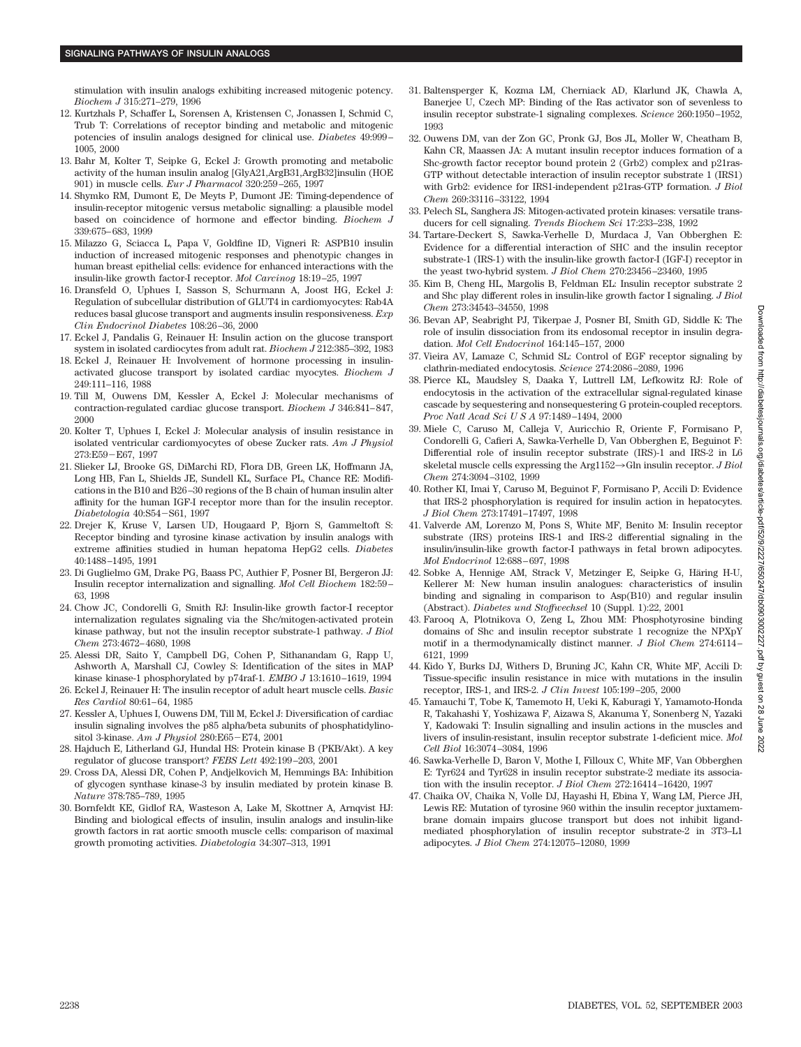stimulation with insulin analogs exhibiting increased mitogenic potency. *Biochem J* 315:271–279, 1996

12. Kurtzhals P, Schaffer L, Sorensen A, Kristensen C, Jonassen I, Schmid C, Trub T: Correlations of receptor binding and metabolic and mitogenic potencies of insulin analogs designed for clinical use. *Diabetes* 49:999–1005, 2000
13. Bahr M, Kolter T, Seipke G, Eckel J: Growth promoting and metabolic activity of the human insulin analog [GlyA21,ArgB31,ArgB32]insulin (HOE 901) in muscle cells. *Eur J Pharmacol* 320:259–265, 1997
14. Shymko RM, Dumont E, De Meyts P, Dumont JE: Timing-dependence of insulin-receptor mitogenic versus metabolic signalling: a plausible model based on coincidence of hormone and effector binding. *Biochem J* 339:675–683, 1999
15. Milazzo G, Sciacca L, Papa V, Goldfine ID, Vigneri R: ASPB10 insulin induction of increased mitogenic responses and phenotypic changes in human breast epithelial cells: evidence for enhanced interactions with the insulin-like growth factor-I receptor. *Mol Carcinog* 18:19–25, 1997
16. Dransfeld O, Uphues I, Sasson S, Schurmann A, Joost HG, Eckel J: Regulation of subcellular distribution of GLUT4 in cardiomyocytes: Rab4A reduces basal glucose transport and augments insulin responsiveness. *Exp Clin Endocrinol Diabetes* 108:26–36, 2000
17. Eckel J, Pandalis G, Reinauer H: Insulin action on the glucose transport system in isolated cardiocytes from adult rat. *Biochem J* 212:385–392, 1983
18. Eckel J, Reinauer H: Involvement of hormone processing in insulin-activated glucose transport by isolated cardiac myocytes. *Biochem J* 249:111–116, 1988
19. Till M, Ouwens DM, Kessler A, Eckel J: Molecular mechanisms of contraction-regulated cardiac glucose transport. *Biochem J* 346:841–847, 2000
20. Kolter T, Uphues I, Eckel J: Molecular analysis of insulin resistance in isolated ventricular cardiomyocytes of obese Zucker rats. *Am J Physiol* 273:E59–E67, 1997
21. Slieker LJ, Brooke GS, DiMarchi RD, Flora DB, Green LK, Hoffmann JA, Long HB, Fan L, Shields JE, Sundell KL, Surface PL, Chance RE: Modifications in the B10 and B26–30 regions of the B chain of human insulin alter affinity for the human IGF-I receptor more than for the insulin receptor. *Diabetologia* 40:S54–S61, 1997
22. Drejer K, Kruse V, Larsen UD, Hougaard P, Bjorn S, Gammeltoft S: Receptor binding and tyrosine kinase activation by insulin analogs with extreme affinities studied in human hepatoma HepG2 cells. *Diabetes* 40:1488–1495, 1991
23. Di Guglielmo GM, Drake PG, Baass PC, Authier F, Posner BI, Bergeron JJ: Insulin receptor internalization and signalling. *Mol Cell Biochem* 182:59–63, 1998
24. Chow JC, Condorelli G, Smith RJ: Insulin-like growth factor-I receptor internalization regulates signaling via the Shc/mitogen-activated protein kinase pathway, but not the insulin receptor substrate-1 pathway. *J Biol Chem* 273:4672–4680, 1998
25. Alessi DR, Saito Y, Campbell DG, Cohen P, Sithanandam G, Rapp U, Ashworth A, Marshall CJ, Cowley S: Identification of the sites in MAP kinase kinase-1 phosphorylated by p74raf-1. *EMBO J* 13:1610–1619, 1994
26. Eckel J, Reinauer H: The insulin receptor of adult heart muscle cells. *Basic Res Cardiol* 80:61–64, 1985
27. Kessler A, Uphues I, Ouwens DM, Till M, Eckel J: Diversification of cardiac insulin signaling involves the p85 alpha/beta subunits of phosphatidylinositol 3-kinase. *Am J Physiol* 280:E65–E74, 2001
28. Hajduch E, Litherland GJ, Hundal HS: Protein kinase B (PKB/Akt). A key regulator of glucose transport? *FEBS Lett* 492:199–203, 2001
29. Cross DA, Alessi DR, Cohen P, Andjelkovich M, Hemmings BA: Inhibition of glycogen synthase kinase-3 by insulin mediated by protein kinase B. *Nature* 378:785–789, 1995
30. Bornfeldt KE, Gidlof RA, Wasteson A, Lake M, Skottner A, Arnqvist HJ: Binding and biological effects of insulin, insulin analogs and insulin-like growth factors in rat aortic smooth muscle cells: comparison of maximal growth promoting activities. *Diabetologia* 34:307–313, 1991
31. Baltensperger K, Kozma LM, Cherniack AD, Klarlund JK, Chawla A, Banerjee U, Czech MP: Binding of the Ras activator son of sevenless to insulin receptor substrate-1 signaling complexes. *Science* 260:1950–1952, 1993
32. Ouwens DM, van der Zon GC, Pronk GJ, Bos JL, Moller W, Cheatham B, Kahn CR, Maassen JA: A mutant insulin receptor induces formation of a Shc-growth factor receptor bound protein 2 (Grb2) complex and p21ras-GTP without detectable interaction of insulin receptor substrate 1 (IRS1) with Grb2: evidence for IRS1-independent p21ras-GTP formation. *J Biol Chem* 269:33116–33122, 1994
33. Pelech SL, Sanghera JS: Mitogen-activated protein kinases: versatile transducers for cell signaling. *Trends Biochem Sci* 17:233–238, 1992
34. Tartare-Deckert S, Sawka-Verhelle D, Murdaca J, Van Obberghen E: Evidence for a differential interaction of SHC and the insulin receptor substrate-1 (IRS-1) with the insulin-like growth factor-I (IGF-I) receptor in the yeast two-hybrid system. *J Biol Chem* 270:23456–23460, 1995
35. Kim B, Cheng HL, Margolis B, Feldman EL: Insulin receptor substrate 2 and Shc play different roles in insulin-like growth factor I signaling. *J Biol Chem* 273:34543–34550, 1998
36. Bevan AP, Seabright PJ, Tikerpae J, Posner BI, Smith GD, Siddle K: The role of insulin dissociation from its endosomal receptor in insulin degradation. *Mol Cell Endocrinol* 164:145–157, 2000
37. Vieira AV, Lamaze C, Schmid SL: Control of EGF receptor signaling by clathrin-mediated endocytosis. *Science* 274:2086–2089, 1996
38. Pierce KL, Maudsley S, Daaka Y, Luttrell LM, Lefkowitz RJ: Role of endocytosis in the activation of the extracellular signal-regulated kinase cascade by sequestering and nonsequestering G protein-coupled receptors. *Proc Natl Acad Sci U S A* 97:1489–1494, 2000
39. Miele C, Caruso M, Calleja V, Auricchio R, Oriente F, Formisano P, Condorelli G, Cafieri A, Sawka-Verhelle D, Van Obberghen E, Beguinot F: Differential role of insulin receptor substrate (IRS)-1 and IRS-2 in L6 skeletal muscle cells expressing the Arg1152→Gln insulin receptor. *J Biol Chem* 274:3094–3102, 1999
40. Rother KI, Imai Y, Caruso M, Beguinot F, Formisano P, Accili D: Evidence that IRS-2 phosphorylation is required for insulin action in hepatocytes. *J Biol Chem* 273:17491–17497, 1998
41. Valverde AM, Lorenzo M, Pons S, White MF, Benito M: Insulin receptor substrate (IRS) proteins IRS-1 and IRS-2 differential signaling in the insulin/insulin-like growth factor-I pathways in fetal brown adipocytes. *Mol Endocrinol* 12:688–697, 1998
42. Sobke A, Hennige AM, Strack V, Metzinger E, Seipke G, Häring H-U, Kellerer M: New human insulin analogues: characteristics of insulin binding and signaling in comparison to Asp(B10) and regular insulin (Abstract). *Diabetes und Stoffwechsel* 10 (Suppl. 1):22, 2001
43. Farooq A, Plotnikova O, Zeng L, Zhou MM: Phosphotyrosine binding domains of Shc and insulin receptor substrate 1 recognize the NPXpY motif in a thermodynamically distinct manner. *J Biol Chem* 274:6114–6121, 1999
44. Kido Y, Burks DJ, Withers D, Bruning JC, Kahn CR, White MF, Accili D: Tissue-specific insulin resistance in mice with mutations in the insulin receptor, IRS-1, and IRS-2. *J Clin Invest* 105:199–205, 2000
45. Yamauchi T, Tobe K, Tamemoto H, Ueki K, Kaburagi Y, Yamamoto-Honda R, Takahashi Y, Yoshizawa F, Aizawa S, Akanuma Y, Sonenberg N, Yazaki Y, Kadowaki T: Insulin signalling and insulin actions in the muscles and livers of insulin-resistant, insulin receptor substrate 1-deficient mice. *Mol Cell Biol* 16:3074–3084, 1996
46. Sawka-Verhelle D, Baron V, Mothe I, Filloux C, White MF, Van Obberghen E: Tyr624 and Tyr628 in insulin receptor substrate-2 mediate its association with the insulin receptor. *J Biol Chem* 272:16414–16420, 1997
47. Chaika OV, Chaika N, Volle DJ, Hayashi H, Ebina Y, Wang LM, Pierce JH, Lewis RE: Mutation of tyrosine 960 within the insulin receptor juxtamembrane domain impairs glucose transport but does not inhibit ligand-mediated phosphorylation of insulin receptor substrate-2 in 3T3–L1 adipocytes. *J Biol Chem* 274:12075–12080, 1999